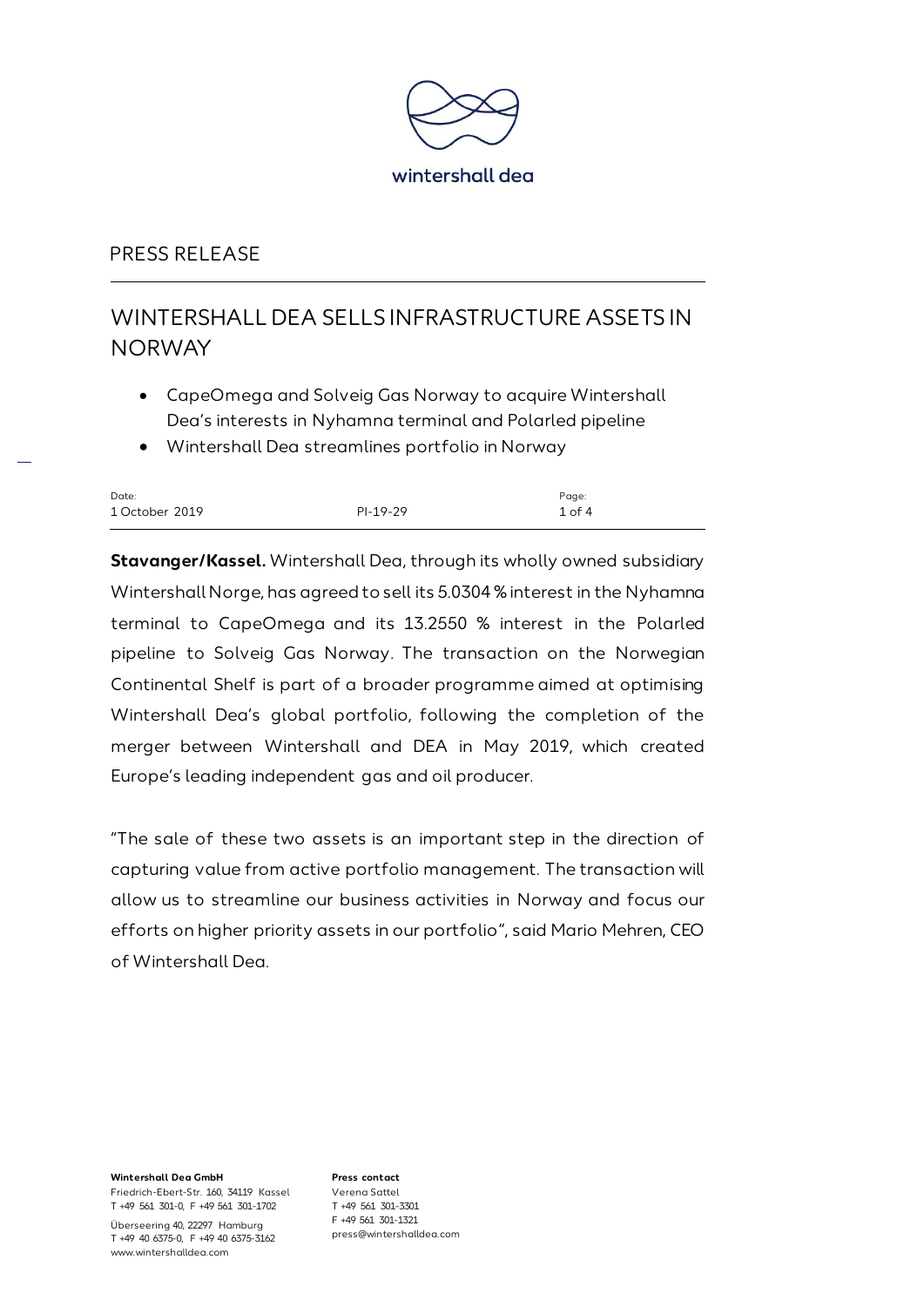wintershall dea

PRESS RELEASE

# WINTERSHALL DEA SELLS INFRASTRUCTURE ASSETS IN NORWAY

- CapeOmega and Solveig Gas Norway to acquire Wintershall Dea's interests in Nyhamna terminal and Polarled pipeline
- Wintershall Dea streamlines portfolio in Norway

| Date: | | |
|---|---|---|
| 1 October 2019 | PI-19-29 | |

**Stavanger/Kassel.** Wintershall Dea, through its wholly owned subsidiary Wintershall Norge, has agreed to sell its 5.0304 % interest in the Nyhamna terminal to CapeOmega and its 13.2550 % interest in the Polarled pipeline to Solveig Gas Norway. The transaction on the Norwegian Continental Shelf is part of a broader programme aimed at optimising Wintershall Dea's global portfolio, following the completion of the merger between Wintershall and DEA in May 2019, which created Europe's leading independent gas and oil producer.

"The sale of these two assets is an important step in the direction of capturing value from active portfolio management. The transaction will allow us to streamline our business activities in Norway and focus our efforts on higher priority assets in our portfolio", said Mario Mehren, CEO of Wintershall Dea.

**Wintershall Dea GmbH**
Friedrich-Ebert-Str. 160, 34119 Kassel
T +49 561 301-0, F +49 561 301-1702
Überseering 40, 22297 Hamburg
T +49 40 6375-0, F +49 40 6375-3162
www.wintershalldea.com

**Press contact**
Verena Sattel
T +49 561 301-3301
F +49 561 301-1321
press@wintershalldea.com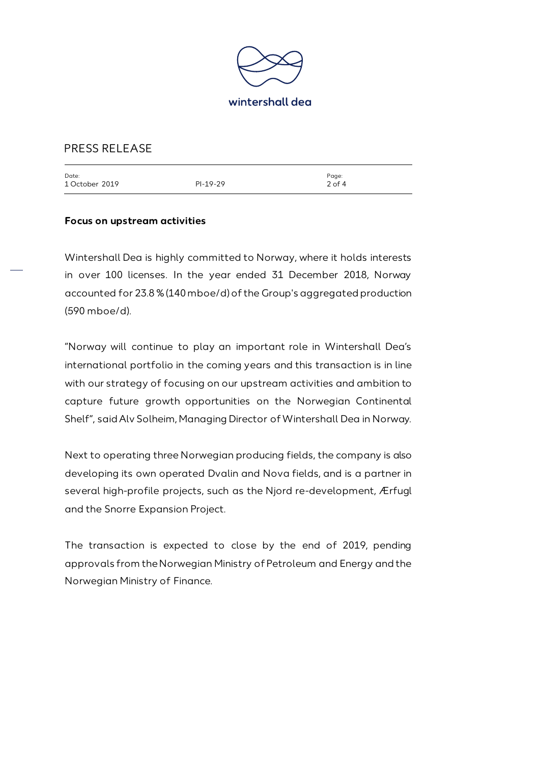## Focus on upstream activities

Wintershall Dea is highly committed to Norway, where it holds interests in over 100 licenses. In the year ended 31 December 2018, Norway accounted for 23.8 % (140 mboe/d) of the Group's aggregated production (590 mboe/d).

"Norway will continue to play an important role in Wintershall Dea's international portfolio in the coming years and this transaction is in line with our strategy of focusing on our upstream activities and ambition to capture future growth opportunities on the Norwegian Continental Shelf", said Alv Solheim, Managing Director of Wintershall Dea in Norway.

Next to operating three Norwegian producing fields, the company is also developing its own operated Dvalin and Nova fields, and is a partner in several high-profile projects, such as the Njord re-development, Ærfugl and the Snorre Expansion Project.

The transaction is expected to close by the end of 2019, pending approvals from the Norwegian Ministry of Petroleum and Energy and the Norwegian Ministry of Finance.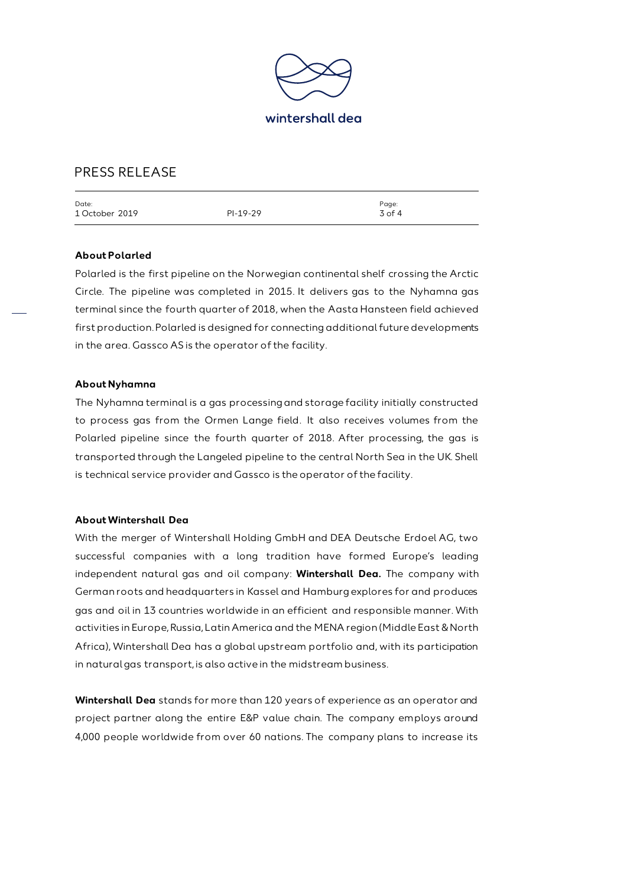## About Polarled

Polarled is the first pipeline on the Norwegian continental shelf crossing the Arctic Circle. The pipeline was completed in 2015. It delivers gas to the Nyhamna gas terminal since the fourth quarter of 2018, when the Aasta Hansteen field achieved first production. Polarled is designed for connecting additional future developments in the area. Gassco AS is the operator of the facility.

## About Nyhamna

The Nyhamna terminal is a gas processing and storage facility initially constructed to process gas from the Ormen Lange field. It also receives volumes from the Polarled pipeline since the fourth quarter of 2018. After processing, the gas is transported through the Langeled pipeline to the central North Sea in the UK. Shell is technical service provider and Gassco is the operator of the facility.

## About Wintershall Dea

With the merger of Wintershall Holding GmbH and DEA Deutsche Erdoel AG, two successful companies with a long tradition have formed Europe's leading independent natural gas and oil company: **Wintershall Dea.** The company with German roots and headquarters in Kassel and Hamburg explores for and produces gas and oil in 13 countries worldwide in an efficient and responsible manner. With activities in Europe, Russia, Latin America and the MENA region (Middle East & North Africa), Wintershall Dea has a global upstream portfolio and, with its participation in natural gas transport, is also active in the midstream business.

**Wintershall Dea** stands for more than 120 years of experience as an operator and project partner along the entire E&P value chain. The company employs around 4,000 people worldwide from over 60 nations. The company plans to increase its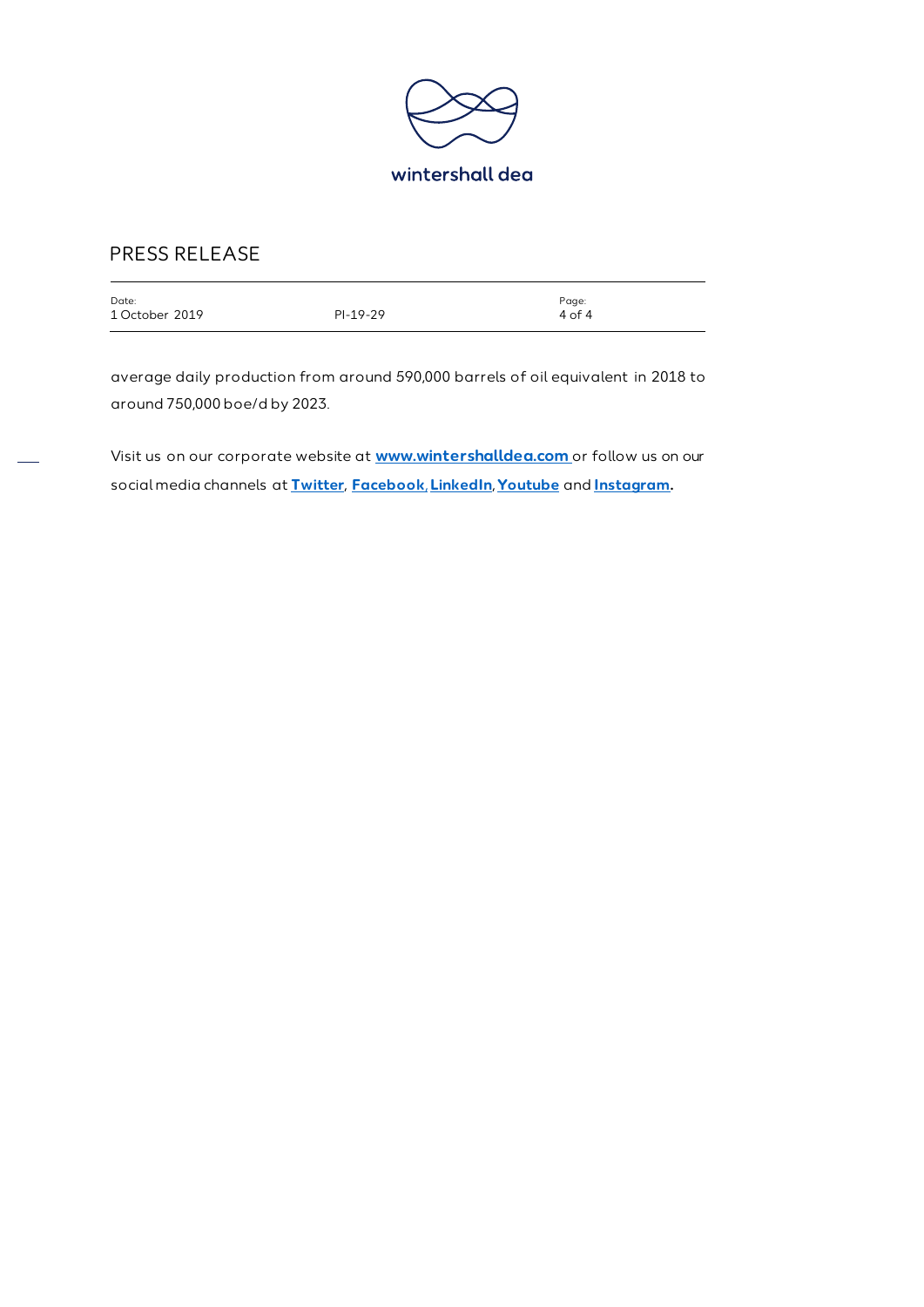average daily production from around 590,000 barrels of oil equivalent in 2018 to around 750,000 boe/d by 2023.

Visit us on our corporate website at **www.wintershalldea.com** or follow us on our social media channels at **Twitter**, **Facebook**, **LinkedIn**, **Youtube** and **Instagram**.